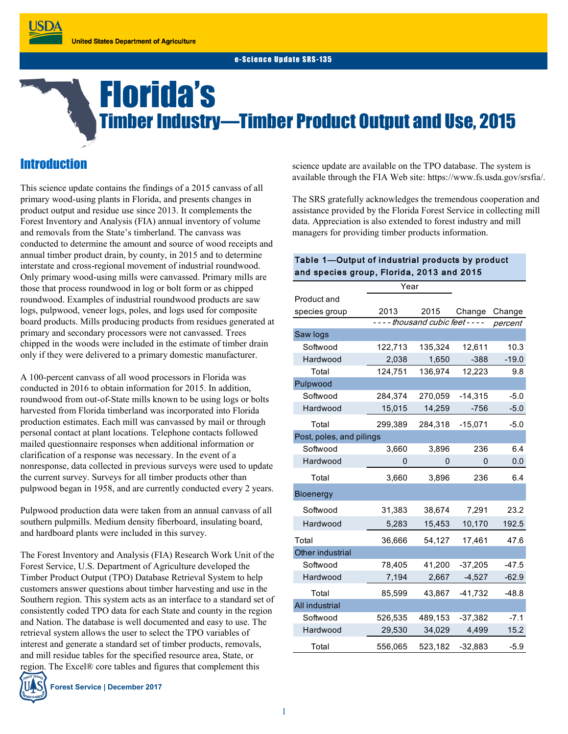United States Department of Agriculture

e-Science Update SRS-135

# Florida's
## Timber Industry—Timber Product Output and Use, 2015

## Introduction

This science update contains the findings of a 2015 canvass of all primary wood-using plants in Florida, and presents changes in product output and residue use since 2013. It complements the Forest Inventory and Analysis (FIA) annual inventory of volume and removals from the State's timberland. The canvass was conducted to determine the amount and source of wood receipts and annual timber product drain, by county, in 2015 and to determine interstate and cross-regional movement of industrial roundwood. Only primary wood-using mills were canvassed. Primary mills are those that process roundwood in log or bolt form or as chipped roundwood. Examples of industrial roundwood products are saw logs, pulpwood, veneer logs, poles, and logs used for composite board products. Mills producing products from residues generated at primary and secondary processors were not canvassed. Trees chipped in the woods were included in the estimate of timber drain only if they were delivered to a primary domestic manufacturer.

A 100-percent canvass of all wood processors in Florida was conducted in 2016 to obtain information for 2015. In addition, roundwood from out-of-State mills known to be using logs or bolts harvested from Florida timberland was incorporated into Florida production estimates. Each mill was canvassed by mail or through personal contact at plant locations. Telephone contacts followed mailed questionnaire responses when additional information or clarification of a response was necessary. In the event of a nonresponse, data collected in previous surveys were used to update the current survey. Surveys for all timber products other than pulpwood began in 1958, and are currently conducted every 2 years.

Pulpwood production data were taken from an annual canvass of all southern pulpmills. Medium density fiberboard, insulating board, and hardboard plants were included in this survey.

The Forest Inventory and Analysis (FIA) Research Work Unit of the Forest Service, U.S. Department of Agriculture developed the Timber Product Output (TPO) Database Retrieval System to help customers answer questions about timber harvesting and use in the Southern region. This system acts as an interface to a standard set of consistently coded TPO data for each State and county in the region and Nation. The database is well documented and easy to use. The retrieval system allows the user to select the TPO variables of interest and generate a standard set of timber products, removals, and mill residue tables for the specified resource area, State, or region. The Excel® core tables and figures that complement this science update are available on the TPO database. The system is available through the FIA Web site: https://www.fs.usda.gov/srsfia/.

The SRS gratefully acknowledges the tremendous cooperation and assistance provided by the Florida Forest Service in collecting mill data. Appreciation is also extended to forest industry and mill managers for providing timber products information.

**Table 1—Output of industrial products by product and species group, Florida, 2013 and 2015**

| Product and species group | Year 2013 | Year 2015 | Change | Change |
|---|---|---|---|---|
| | *- - - - thousand cubic feet - - - -* | | | *percent* |
| **Saw logs** | | | | |
| Softwood | 122,713 | 135,324 | 12,611 | 10.3 |
| Hardwood | 2,038 | 1,650 | -388 | -19.0 |
| Total | 124,751 | 136,974 | 12,223 | 9.8 |
| **Pulpwood** | | | | |
| Softwood | 284,374 | 270,059 | -14,315 | -5.0 |
| Hardwood | 15,015 | 14,259 | -756 | -5.0 |
| Total | 299,389 | 284,318 | -15,071 | -5.0 |
| **Post, poles, and pilings** | | | | |
| Softwood | 3,660 | 3,896 | 236 | 6.4 |
| Hardwood | 0 | 0 | 0 | 0.0 |
| Total | 3,660 | 3,896 | 236 | 6.4 |
| **Bioenergy** | | | | |
| Softwood | 31,383 | 38,674 | 7,291 | 23.2 |
| Hardwood | 5,283 | 15,453 | 10,170 | 192.5 |
| Total | 36,666 | 54,127 | 17,461 | 47.6 |
| **Other industrial** | | | | |
| Softwood | 78,405 | 41,200 | -37,205 | -47.5 |
| Hardwood | 7,194 | 2,667 | -4,527 | -62.9 |
| Total | 85,599 | 43,867 | -41,732 | -48.8 |
| **All industrial** | | | | |
| Softwood | 526,535 | 489,153 | -37,382 | -7.1 |
| Hardwood | 29,530 | 34,029 | 4,499 | 15.2 |
| Total | 556,065 | 523,182 | -32,883 | -5.9 |

Forest Service | December 2017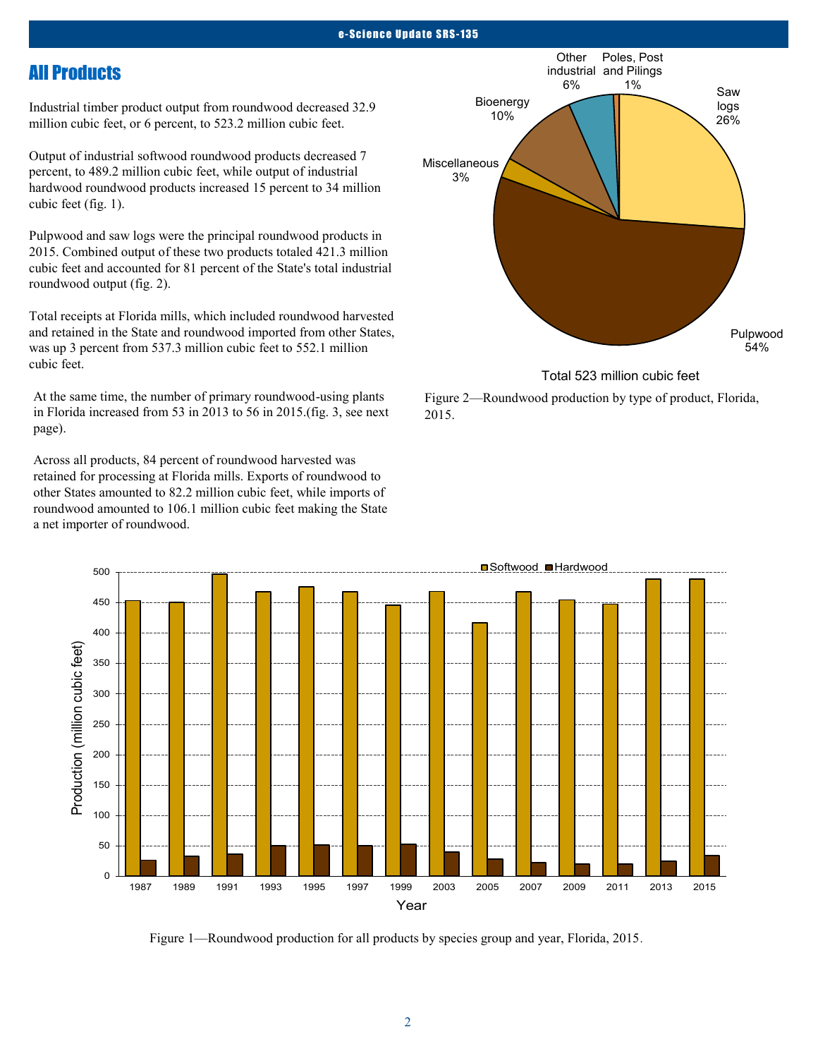## All Products

Industrial timber product output from roundwood decreased 32.9 million cubic feet, or 6 percent, to 523.2 million cubic feet.

Output of industrial softwood roundwood products decreased 7 percent, to 489.2 million cubic feet, while output of industrial hardwood roundwood products increased 15 percent to 34 million cubic feet (fig. 1).

Pulpwood and saw logs were the principal roundwood products in 2015. Combined output of these two products totaled 421.3 million cubic feet and accounted for 81 percent of the State's total industrial roundwood output (fig. 2).

Total receipts at Florida mills, which included roundwood harvested and retained in the State and roundwood imported from other States, was up 3 percent from 537.3 million cubic feet to 552.1 million cubic feet.

At the same time, the number of primary roundwood-using plants in Florida increased from 53 in 2013 to 56 in 2015.(fig. 3, see next page).

Across all products, 84 percent of roundwood harvested was retained for processing at Florida mills. Exports of roundwood to other States amounted to 82.2 million cubic feet, while imports of roundwood amounted to 106.1 million cubic feet making the State a net importer of roundwood.

Total 523 million cubic feet

Figure 2—Roundwood production by type of product, Florida, 2015.

Figure 1—Roundwood production for all products by species group and year, Florida, 2015.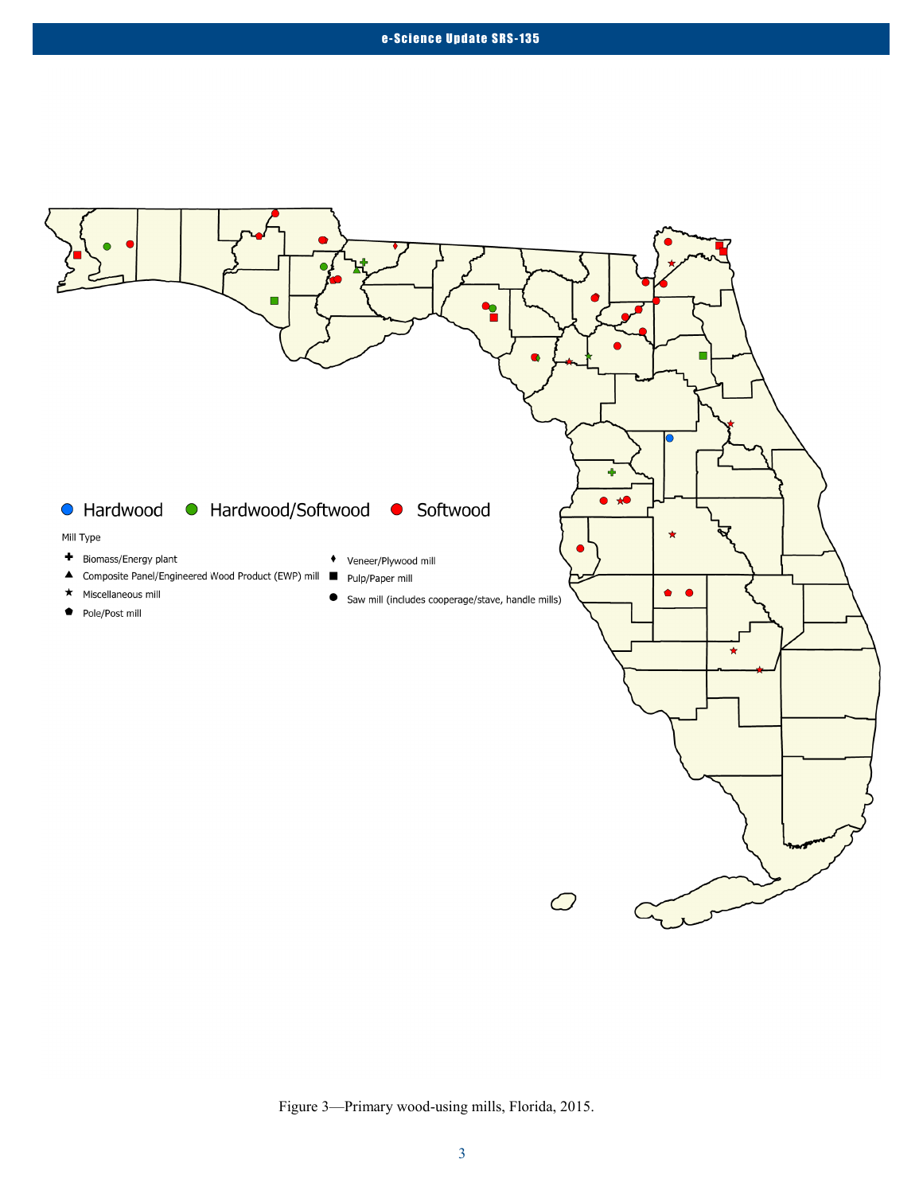Figure 3—Primary wood-using mills, Florida, 2015.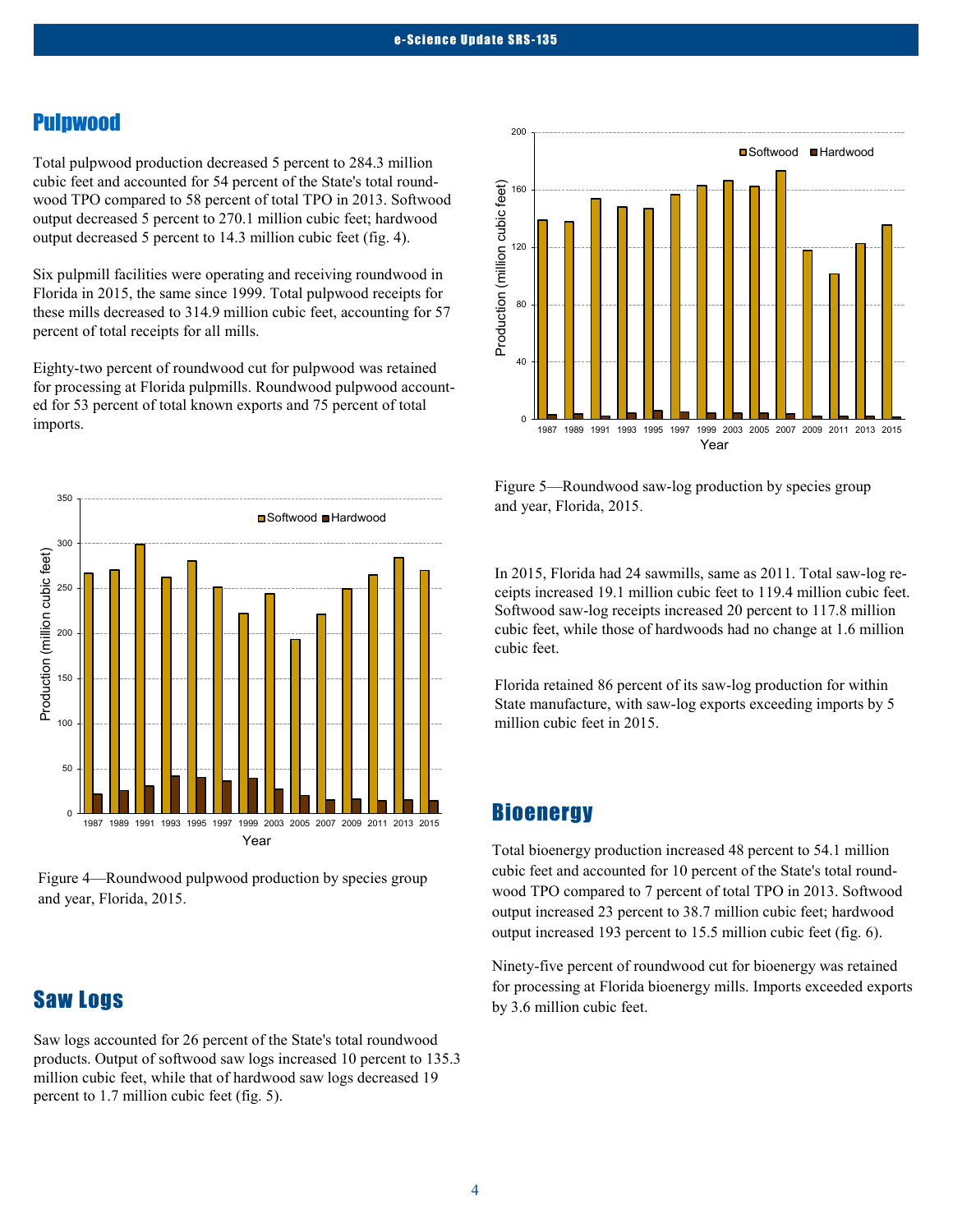## Pulpwood

Total pulpwood production decreased 5 percent to 284.3 million cubic feet and accounted for 54 percent of the State's total roundwood TPO compared to 58 percent of total TPO in 2013. Softwood output decreased 5 percent to 270.1 million cubic feet; hardwood output decreased 5 percent to 14.3 million cubic feet (fig. 4).

Six pulpmill facilities were operating and receiving roundwood in Florida in 2015, the same since 1999. Total pulpwood receipts for these mills decreased to 314.9 million cubic feet, accounting for 57 percent of total receipts for all mills.

Eighty-two percent of roundwood cut for pulpwood was retained for processing at Florida pulpmills. Roundwood pulpwood accounted for 53 percent of total known exports and 75 percent of total imports.

Figure 4—Roundwood pulpwood production by species group and year, Florida, 2015.

## Saw Logs

Saw logs accounted for 26 percent of the State's total roundwood products. Output of softwood saw logs increased 10 percent to 135.3 million cubic feet, while that of hardwood saw logs decreased 19 percent to 1.7 million cubic feet (fig. 5).

Figure 5—Roundwood saw-log production by species group and year, Florida, 2015.

In 2015, Florida had 24 sawmills, same as 2011. Total saw-log receipts increased 19.1 million cubic feet to 119.4 million cubic feet. Softwood saw-log receipts increased 20 percent to 117.8 million cubic feet, while those of hardwoods had no change at 1.6 million cubic feet.

Florida retained 86 percent of its saw-log production for within State manufacture, with saw-log exports exceeding imports by 5 million cubic feet in 2015.

## Bioenergy

Total bioenergy production increased 48 percent to 54.1 million cubic feet and accounted for 10 percent of the State's total roundwood TPO compared to 7 percent of total TPO in 2013. Softwood output increased 23 percent to 38.7 million cubic feet; hardwood output increased 193 percent to 15.5 million cubic feet (fig. 6).

Ninety-five percent of roundwood cut for bioenergy was retained for processing at Florida bioenergy mills. Imports exceeded exports by 3.6 million cubic feet.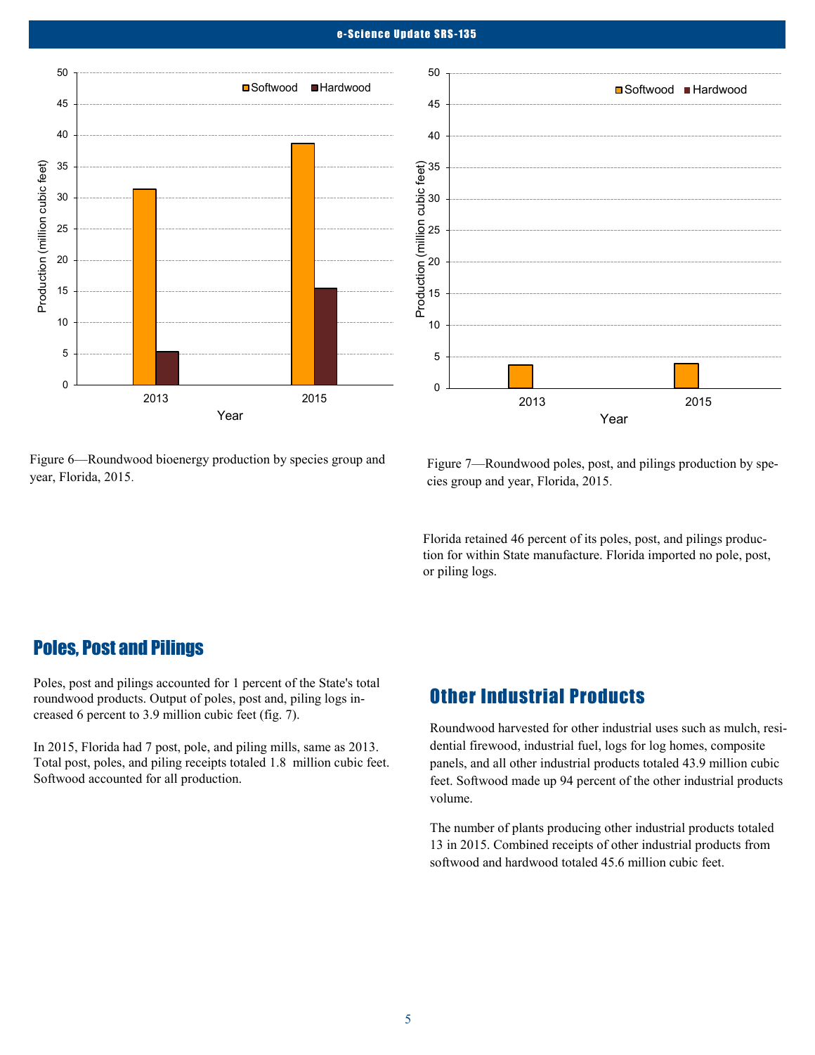Figure 6—Roundwood bioenergy production by species group and year, Florida, 2015.

Figure 7—Roundwood poles, post, and pilings production by species group and year, Florida, 2015.

Florida retained 46 percent of its poles, post, and pilings production for within State manufacture. Florida imported no pole, post, or piling logs.

## Poles, Post and Pilings

Poles, post and pilings accounted for 1 percent of the State's total roundwood products. Output of poles, post and, piling logs increased 6 percent to 3.9 million cubic feet (fig. 7).

In 2015, Florida had 7 post, pole, and piling mills, same as 2013. Total post, poles, and piling receipts totaled 1.8 million cubic feet. Softwood accounted for all production.

## Other Industrial Products

Roundwood harvested for other industrial uses such as mulch, residential firewood, industrial fuel, logs for log homes, composite panels, and all other industrial products totaled 43.9 million cubic feet. Softwood made up 94 percent of the other industrial products volume.

The number of plants producing other industrial products totaled 13 in 2015. Combined receipts of other industrial products from softwood and hardwood totaled 45.6 million cubic feet.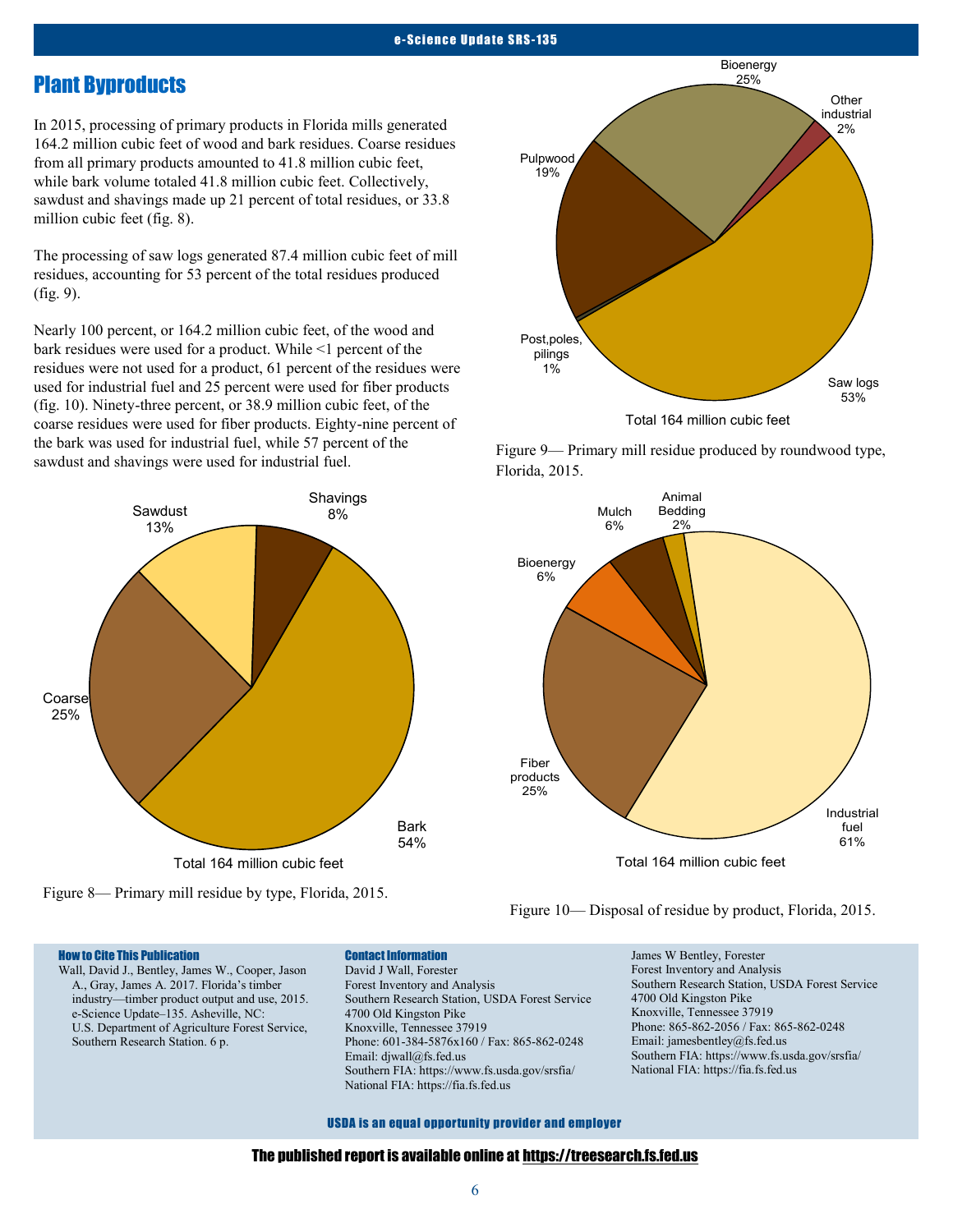## Plant Byproducts

In 2015, processing of primary products in Florida mills generated 164.2 million cubic feet of wood and bark residues. Coarse residues from all primary products amounted to 41.8 million cubic feet, while bark volume totaled 41.8 million cubic feet. Collectively, sawdust and shavings made up 21 percent of total residues, or 33.8 million cubic feet (fig. 8).

The processing of saw logs generated 87.4 million cubic feet of mill residues, accounting for 53 percent of the total residues produced (fig. 9).

Nearly 100 percent, or 164.2 million cubic feet, of the wood and bark residues were used for a product. While <1 percent of the residues were not used for a product, 61 percent of the residues were used for industrial fuel and 25 percent were used for fiber products (fig. 10). Ninety-three percent, or 38.9 million cubic feet, of the coarse residues were used for fiber products. Eighty-nine percent of the bark was used for industrial fuel, while 57 percent of the sawdust and shavings were used for industrial fuel.

Sawdust 13%
Shavings 8%
Coarse 25%
Bark 54%
Total 164 million cubic feet

Figure 8— Primary mill residue by type, Florida, 2015.

Bioenergy 25%
Other industrial 2%
Pulpwood 19%
Post,poles, pilings 1%
Saw logs 53%
Total 164 million cubic feet

Figure 9— Primary mill residue produced by roundwood type, Florida, 2015.

Animal Bedding 2%
Mulch 6%
Bioenergy 6%
Fiber products 25%
Industrial fuel 61%
Total 164 million cubic feet

Figure 10— Disposal of residue by product, Florida, 2015.

**How to Cite This Publication**

Wall, David J., Bentley, James W., Cooper, Jason A., Gray, James A. 2017. Florida's timber industry—timber product output and use, 2015. e-Science Update–135. Asheville, NC: U.S. Department of Agriculture Forest Service, Southern Research Station. 6 p.

**Contact Information**

David J Wall, Forester
Forest Inventory and Analysis
Southern Research Station, USDA Forest Service
4700 Old Kingston Pike
Knoxville, Tennessee 37919
Phone: 601-384-5876x160 / Fax: 865-862-0248
Email: djwall@fs.fed.us
Southern FIA: https://www.fs.usda.gov/srsfia/
National FIA: https://fia.fs.fed.us

James W Bentley, Forester
Forest Inventory and Analysis
Southern Research Station, USDA Forest Service
4700 Old Kingston Pike
Knoxville, Tennessee 37919
Phone: 865-862-2056 / Fax: 865-862-0248
Email: jamesbentley@fs.fed.us
Southern FIA: https://www.fs.usda.gov/srsfia/
National FIA: https://fia.fs.fed.us

**USDA is an equal opportunity provider and employer**

**The published report is available online at https://treesearch.fs.fed.us**